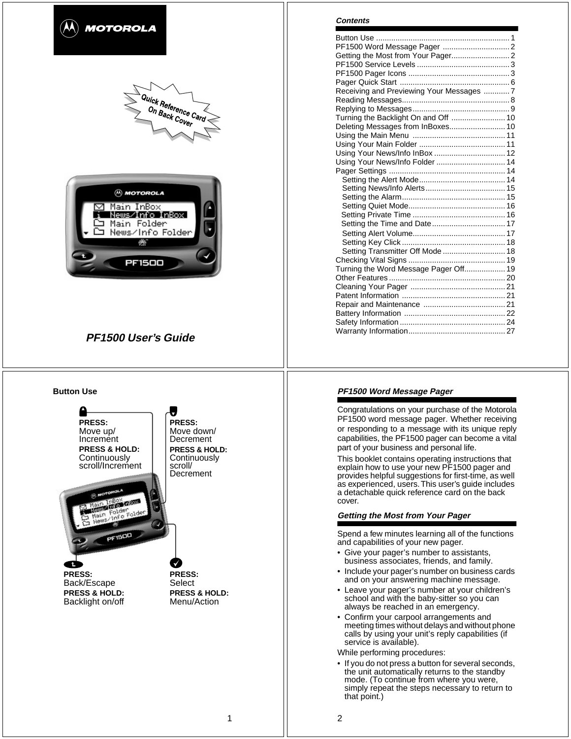MOTOROLA

Quick Reference Card On Back Cover

*PF1500 User's Guide*

## *Contents*

| | |
|---|---|
| Button Use | 1 |
| PF1500 Word Message Pager | 2 |
| Getting the Most from Your Pager | 2 |
| PF1500 Service Levels | 3 |
| PF1500 Pager Icons | 3 |
| Pager Quick Start | 6 |
| Receiving and Previewing Your Messages | 7 |
| Reading Messages | 8 |
| Replying to Messages | 9 |
| Turning the Backlight On and Off | 10 |
| Deleting Messages from InBoxes | 10 |
| Using the Main Menu | 11 |
| Using Your Main Folder | 11 |
| Using Your News/Info InBox | 12 |
| Using Your News/Info Folder | 14 |
| Pager Settings | 14 |
| Setting the Alert Mode | 14 |
| Setting News/Info Alerts | 15 |
| Setting the Alarm | 15 |
| Setting Quiet Mode | 16 |
| Setting Private Time | 16 |
| Setting the Time and Date | 17 |
| Setting Alert Volume | 17 |
| Setting Key Click | 18 |
| Setting Transmitter Off Mode | 18 |
| Checking Vital Signs | 19 |
| Turning the Word Message Pager Off | 19 |
| Other Features | 20 |
| Cleaning Your Pager | 21 |
| Patent Information | 21 |
| Repair and Maintenance | 21 |
| Battery Information | 22 |
| Safety Information | 24 |
| Warranty Information | 27 |

## Button Use

**PRESS:** Move up/Increment
**PRESS & HOLD:** Continuously scroll/Increment

**PRESS:** Move down/Decrement
**PRESS & HOLD:** Continuously scroll/Decrement

**PRESS:** Back/Escape
**PRESS & HOLD:** Backlight on/off

**PRESS:** Select
**PRESS & HOLD:** Menu/Action

## *PF1500 Word Message Pager*

Congratulations on your purchase of the Motorola PF1500 word message pager. Whether receiving or responding to a message with its unique reply capabilities, the PF1500 pager can become a vital part of your business and personal life.

This booklet contains operating instructions that explain how to use your new PF1500 pager and provides helpful suggestions for first-time, as well as experienced, users. This user's guide includes a detachable quick reference card on the back cover.

## *Getting the Most from Your Pager*

Spend a few minutes learning all of the functions and capabilities of your new pager.

- Give your pager's number to assistants, business associates, friends, and family.
- Include your pager's number on business cards and on your answering machine message.
- Leave your pager's number at your children's school and with the baby-sitter so you can always be reached in an emergency.
- Confirm your carpool arrangements and meeting times without delays and without phone calls by using your unit's reply capabilities (if service is available).

While performing procedures:

- If you do not press a button for several seconds, the unit automatically returns to the standby mode. (To continue from where you were, simply repeat the steps necessary to return to that point.)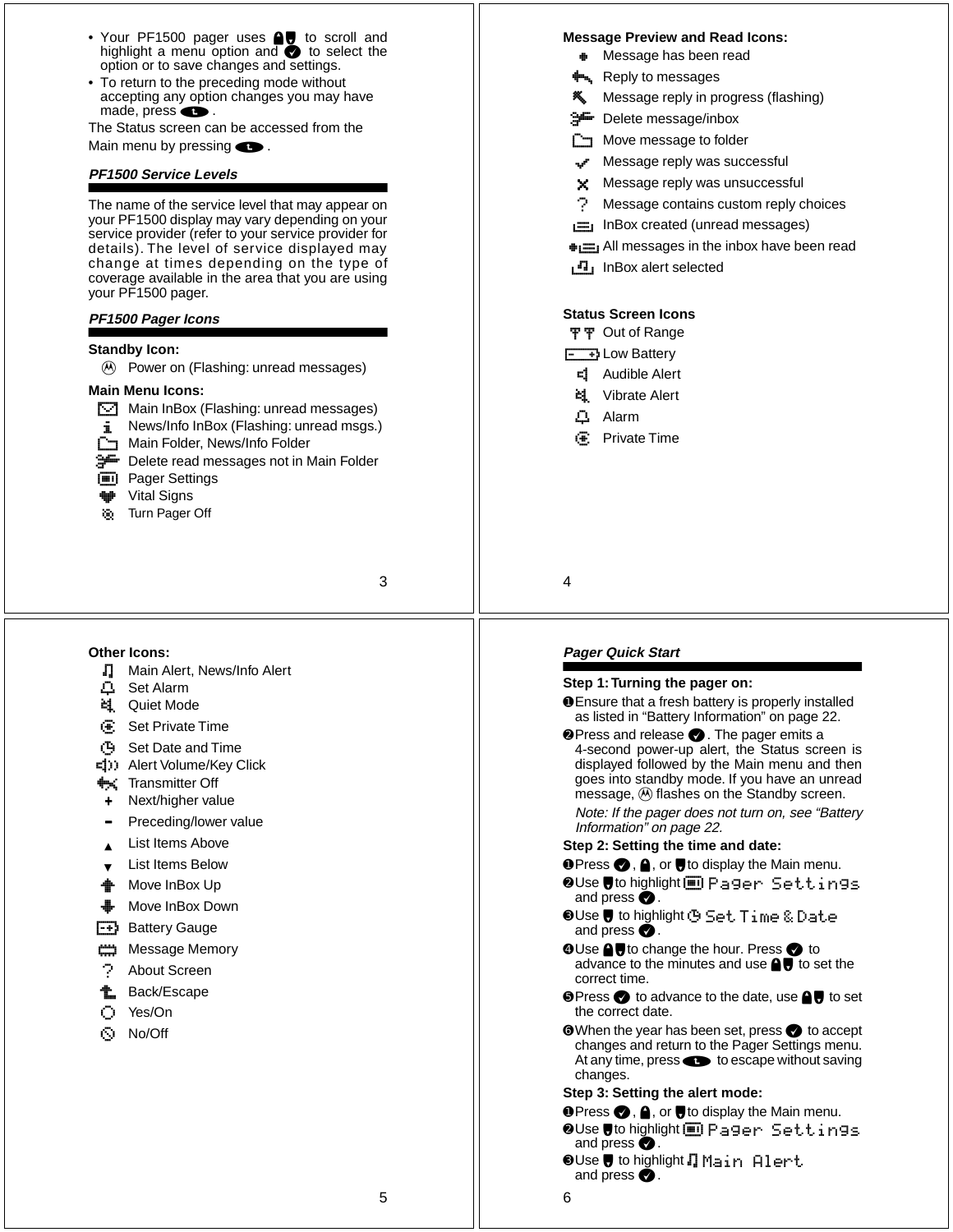- Your PF1500 pager uses ▲▼ to scroll and highlight a menu option and ✓ to select the option or to save changes and settings.
- To return to the preceding mode without accepting any option changes you may have made, press ⬅.

The Status screen can be accessed from the Main menu by pressing ⬅.

### PF1500 Service Levels

The name of the service level that may appear on your PF1500 display may vary depending on your service provider (refer to your service provider for details). The level of service displayed may change at times depending on the type of coverage available in the area that you are using your PF1500 pager.

### PF1500 Pager Icons

**Standby Icon:**

- Power on (Flashing: unread messages)

**Main Menu Icons:**

- Main InBox (Flashing: unread messages)
- News/Info InBox (Flashing: unread msgs.)
- Main Folder, News/Info Folder
- Delete read messages not in Main Folder
- Pager Settings
- Vital Signs
- Turn Pager Off

**Message Preview and Read Icons:**

- Message has been read
- Reply to messages
- Message reply in progress (flashing)
- Delete message/inbox
- Move message to folder
- Message reply was successful
- Message reply was unsuccessful
- Message contains custom reply choices
- InBox created (unread messages)
- All messages in the inbox have been read
- InBox alert selected

**Status Screen Icons**

- Out of Range
- Low Battery
- Audible Alert
- Vibrate Alert
- Alarm
- Private Time

**Other Icons:**

- Main Alert, News/Info Alert
- Set Alarm
- Quiet Mode
- Set Private Time
- Set Date and Time
- Alert Volume/Key Click
- Transmitter Off
- Next/higher value
- Preceding/lower value
- List Items Above
- List Items Below
- Move InBox Up
- Move InBox Down
- Battery Gauge
- Message Memory
- About Screen
- Back/Escape
- Yes/On
- No/Off

### Pager Quick Start

**Step 1: Turning the pager on:**

1. Ensure that a fresh battery is properly installed as listed in “Battery Information” on page 22.
2. Press and release ✓. The pager emits a 4-second power-up alert, the Status screen is displayed followed by the Main menu and then goes into standby mode. If you have an unread message, Ⓜ flashes on the Standby screen.

   *Note: If the pager does not turn on, see “Battery Information” on page 22.*

**Step 2: Setting the time and date:**

1. Press ✓, ▲, or ▼ to display the Main menu.
2. Use ▼ to highlight Pager Settings and press ✓.
3. Use ▼ to highlight Set Time & Date and press ✓.
4. Use ▲▼ to change the hour. Press ✓ to advance to the minutes and use ▲▼ to set the correct time.
5. Press ✓ to advance to the date, use ▲▼ to set the correct date.
6. When the year has been set, press ✓ to accept changes and return to the Pager Settings menu. At any time, press ⬅ to escape without saving changes.

**Step 3: Setting the alert mode:**

1. Press ✓, ▲, or ▼ to display the Main menu.
2. Use ▼ to highlight Pager Settings and press ✓.
3. Use ▼ to highlight Main Alert and press ✓.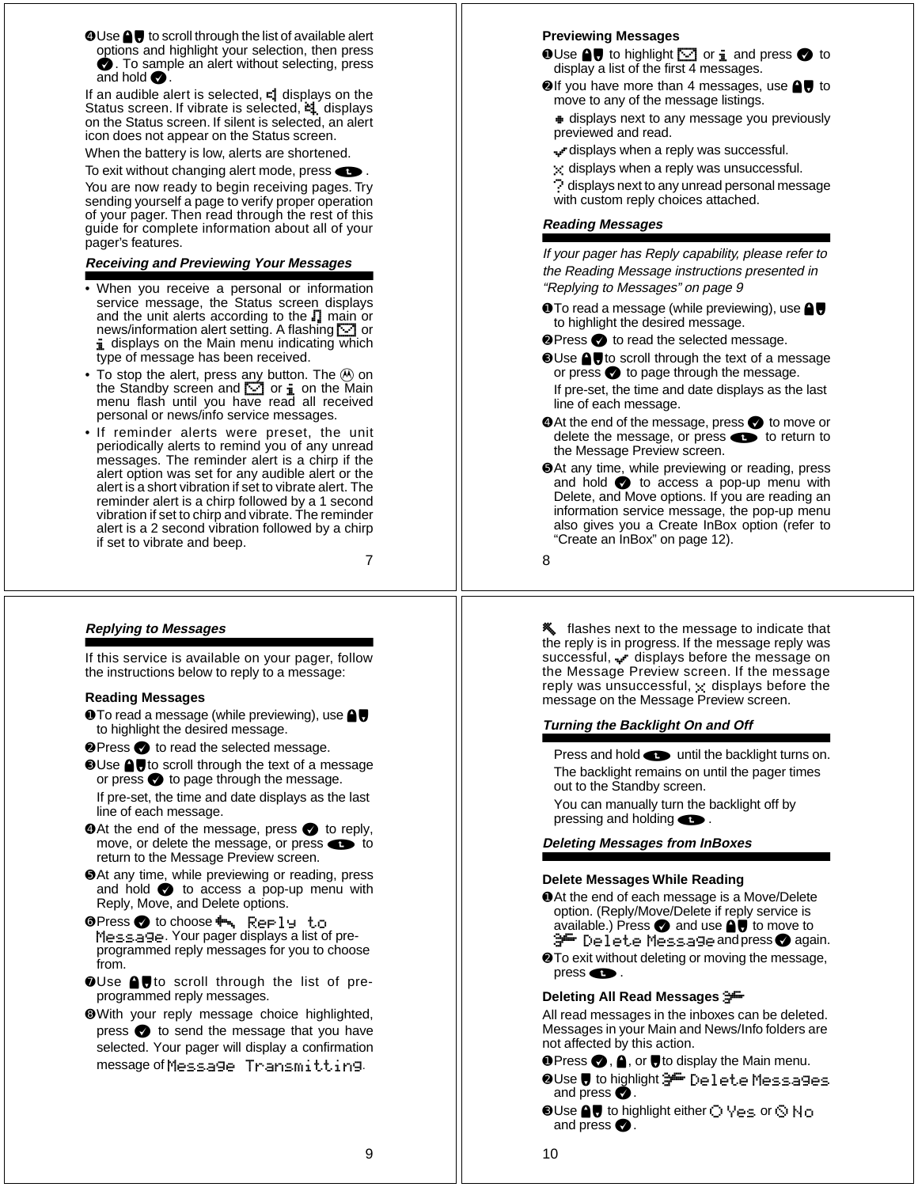❹Use ▲▼ to scroll through the list of available alert options and highlight your selection, then press ✓. To sample an alert without selecting, press and hold ✓.

If an audible alert is selected, the audible alert icon displays on the Status screen. If vibrate is selected, the vibrate icon displays on the Status screen. If silent is selected, an alert icon does not appear on the Status screen.

When the battery is low, alerts are shortened.

To exit without changing alert mode, press the exit button.

You are now ready to begin receiving pages. Try sending yourself a page to verify proper operation of your pager. Then read through the rest of this guide for complete information about all of your pager's features.

### *Receiving and Previewing Your Messages*

- When you receive a personal or information service message, the Status screen displays and the unit alerts according to the main or news/information alert setting. A flashing envelope or **i** displays on the Main menu indicating which type of message has been received.
- To stop the alert, press any button. The Motorola logo on the Standby screen and envelope or **i** on the Main menu flash until you have read all received personal or news/info service messages.
- If reminder alerts were preset, the unit periodically alerts to remind you of any unread messages. The reminder alert is a chirp if the alert option was set for any audible alert or the alert is a short vibration if set to vibrate alert. The reminder alert is a chirp followed by a 1 second vibration if set to chirp and vibrate. The reminder alert is a 2 second vibration followed by a chirp if set to vibrate and beep.

### Previewing Messages

❶Use ▲▼ to highlight envelope or **i** and press ✓ to display a list of the first 4 messages.

❷If you have more than 4 messages, use ▲▼ to move to any of the message listings.

The read-message icon displays next to any message you previously previewed and read.

✓ displays when a reply was successful.

✗ displays when a reply was unsuccessful.

? displays next to any unread personal message with custom reply choices attached.

### *Reading Messages*

*If your pager has Reply capability, please refer to the Reading Message instructions presented in "Replying to Messages" on page 9*

❶To read a message (while previewing), use ▲▼ to highlight the desired message.

❷Press ✓ to read the selected message.

❸Use ▲▼ to scroll through the text of a message or press ✓ to page through the message.

If pre-set, the time and date displays as the last line of each message.

❹At the end of the message, press ✓ to move or delete the message, or press the exit button to return to the Message Preview screen.

❺At any time, while previewing or reading, press and hold ✓ to access a pop-up menu with Delete, and Move options. If you are reading an information service message, the pop-up menu also gives you a Create InBox option (refer to "Create an InBox" on page 12).

### *Replying to Messages*

If this service is available on your pager, follow the instructions below to reply to a message:

### Reading Messages

❶To read a message (while previewing), use ▲▼ to highlight the desired message.

❷Press ✓ to read the selected message.

❸Use ▲▼ to scroll through the text of a message or press ✓ to page through the message.

If pre-set, the time and date displays as the last line of each message.

❹At the end of the message, press ✓ to reply, move, or delete the message, or press the exit button to return to the Message Preview screen.

❺At any time, while previewing or reading, press and hold ✓ to access a pop-up menu with Reply, Move, and Delete options.

❻Press ✓ to choose `Reply to Message`. Your pager displays a list of pre-programmed reply messages for you to choose from.

❼Use ▲▼ to scroll through the list of pre-programmed reply messages.

❽With your reply message choice highlighted, press ✓ to send the message that you have selected. Your pager will display a confirmation message of `Message Transmitting`.

The reply-in-progress icon flashes next to the message to indicate that the reply is in progress. If the message reply was successful, ✓ displays before the message on the Message Preview screen. If the message reply was unsuccessful, ✗ displays before the message on the Message Preview screen.

### *Turning the Backlight On and Off*

Press and hold the exit button until the backlight turns on.

The backlight remains on until the pager times out to the Standby screen.

You can manually turn the backlight off by pressing and holding the exit button.

### *Deleting Messages from InBoxes*

### Delete Messages While Reading

❶At the end of each message is a Move/Delete option. (Reply/Move/Delete if reply service is available.) Press ✓ and use ▲▼ to move to `Delete Message` and press ✓ again.

❷To exit without deleting or moving the message, press the exit button.

### Deleting All Read Messages

All read messages in the inboxes can be deleted. Messages in your Main and News/Info folders are not affected by this action.

❶Press ✓, ▲, or ▼ to display the Main menu.

❷Use ▼ to highlight `Delete Messages` and press ✓.

❸Use ▲▼ to highlight either `Yes` or `No` and press ✓.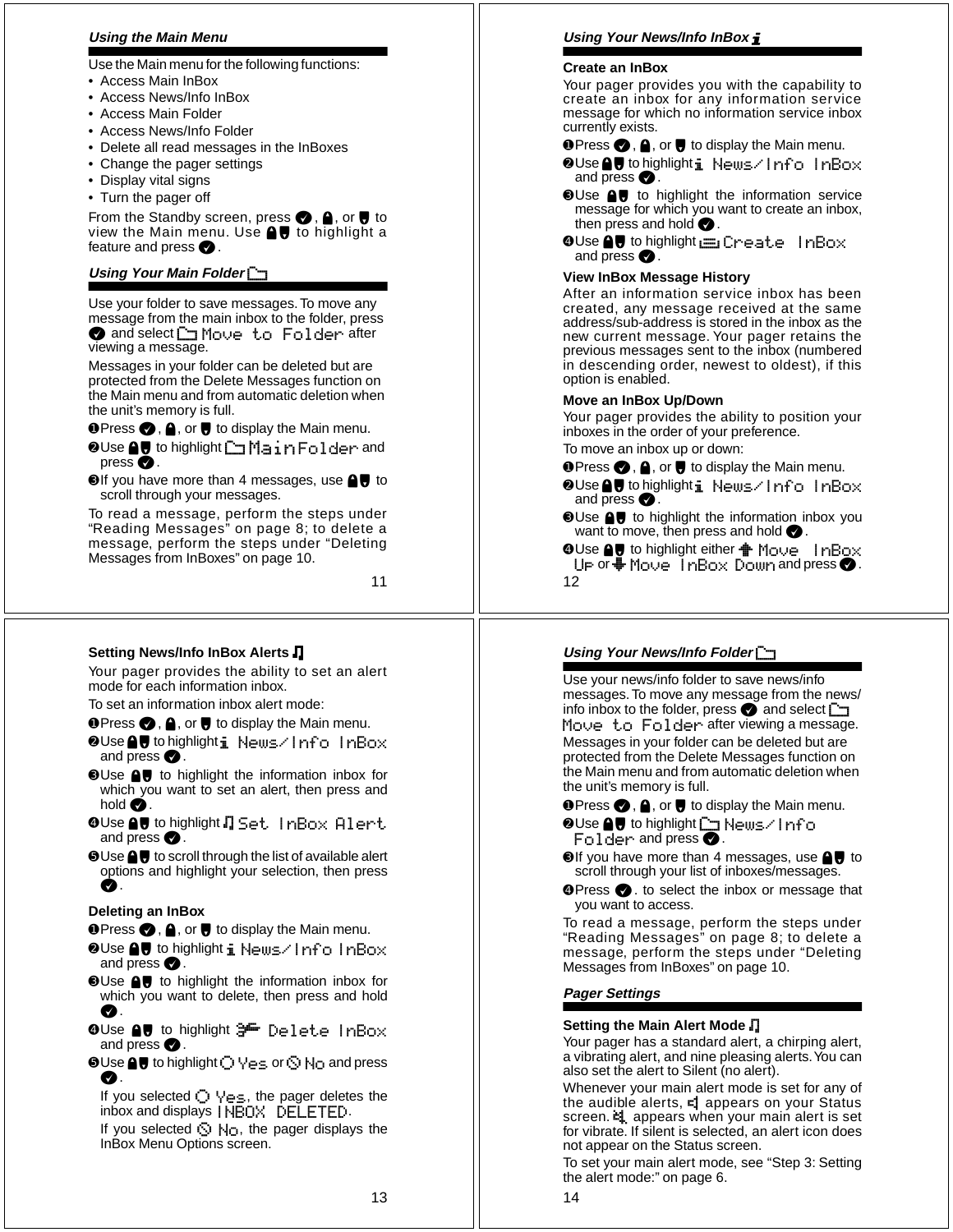## *Using the Main Menu*

Use the Main menu for the following functions:

- Access Main InBox
- Access News/Info InBox
- Access Main Folder
- Access News/Info Folder
- Delete all read messages in the InBoxes
- Change the pager settings
- Display vital signs
- Turn the pager off

From the Standby screen, press ✓, ▲, or ▼ to view the Main menu. Use ▲▼ to highlight a feature and press ✓.

## *Using Your Main Folder*

Use your folder to save messages. To move any message from the main inbox to the folder, press ✓ and select Move to Folder after viewing a message.

Messages in your folder can be deleted but are protected from the Delete Messages function on the Main menu and from automatic deletion when the unit's memory is full.

❶Press ✓, ▲, or ▼ to display the Main menu.

❷Use ▲▼ to highlight Main Folder and press ✓.

❸If you have more than 4 messages, use ▲▼ to scroll through your messages.

To read a message, perform the steps under "Reading Messages" on page 8; to delete a message, perform the steps under "Deleting Messages from InBoxes" on page 10.

## *Using Your News/Info InBox*

**Create an InBox**

Your pager provides you with the capability to create an inbox for any information service message for which no information service inbox currently exists.

❶Press ✓, ▲, or ▼ to display the Main menu.

❷Use ▲▼ to highlight News/Info InBox and press ✓.

❸Use ▲▼ to highlight the information service message for which you want to create an inbox, then press and hold ✓.

❹Use ▲▼ to highlight Create InBox and press ✓.

**View InBox Message History**

After an information service inbox has been created, any message received at the same address/sub-address is stored in the inbox as the new current message. Your pager retains the previous messages sent to the inbox (numbered in descending order, newest to oldest), if this option is enabled.

**Move an InBox Up/Down**

Your pager provides the ability to position your inboxes in the order of your preference.

To move an inbox up or down:

❶Press ✓, ▲, or ▼ to display the Main menu.

❷Use ▲▼ to highlight News/Info InBox and press ✓.

❸Use ▲▼ to highlight the information inbox you want to move, then press and hold ✓.

❹Use ▲▼ to highlight either Move InBox Up or Move InBox Down and press ✓.

**Setting News/Info InBox Alerts**

Your pager provides the ability to set an alert mode for each information inbox.

To set an information inbox alert mode:

❶Press ✓, ▲, or ▼ to display the Main menu.

❷Use ▲▼ to highlight News/Info InBox and press ✓.

❸Use ▲▼ to highlight the information inbox for which you want to set an alert, then press and hold ✓.

❹Use ▲▼ to highlight Set InBox Alert and press ✓.

❺Use ▲▼ to scroll through the list of available alert options and highlight your selection, then press ✓.

**Deleting an InBox**

❶Press ✓, ▲, or ▼ to display the Main menu.

❷Use ▲▼ to highlight News/Info InBox and press ✓.

❸Use ▲▼ to highlight the information inbox for which you want to delete, then press and hold ✓.

❹Use ▲▼ to highlight Delete InBox and press ✓.

❺Use ▲▼ to highlight Yes or No and press ✓.

If you selected Yes, the pager deletes the inbox and displays INBOX DELETED.

If you selected No, the pager displays the InBox Menu Options screen.

## *Using Your News/Info Folder*

Use your news/info folder to save news/info messages. To move any message from the news/info inbox to the folder, press ✓ and select Move to Folder after viewing a message.

Messages in your folder can be deleted but are protected from the Delete Messages function on the Main menu and from automatic deletion when the unit's memory is full.

❶Press ✓, ▲, or ▼ to display the Main menu.

❷Use ▲▼ to highlight News/Info Folder and press ✓.

❸If you have more than 4 messages, use ▲▼ to scroll through your list of inboxes/messages.

❹Press ✓. to select the inbox or message that you want to access.

To read a message, perform the steps under "Reading Messages" on page 8; to delete a message, perform the steps under "Deleting Messages from InBoxes" on page 10.

## *Pager Settings*

**Setting the Main Alert Mode**

Your pager has a standard alert, a chirping alert, a vibrating alert, and nine pleasing alerts. You can also set the alert to Silent (no alert).

Whenever your main alert mode is set for any of the audible alerts, appears on your Status screen. appears when your main alert is set for vibrate. If silent is selected, an alert icon does not appear on the Status screen.

To set your main alert mode, see "Step 3: Setting the alert mode:" on page 6.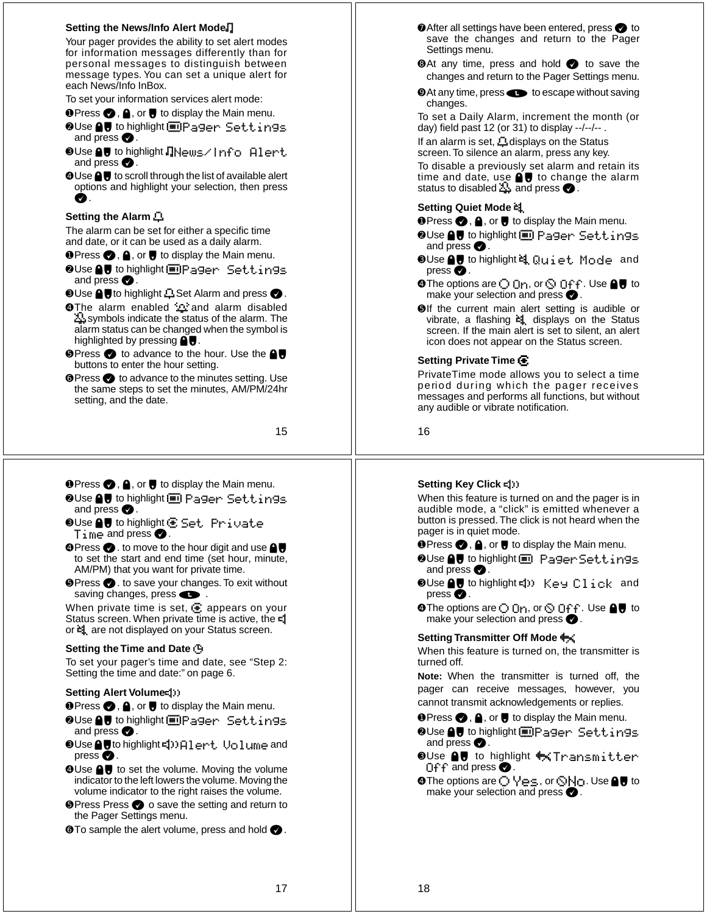### Setting the News/Info Alert Mode

Your pager provides the ability to set alert modes for information messages differently than for personal messages to distinguish between message types. You can set a unique alert for each News/Info InBox.

To set your information services alert mode:

1. Press ✓, ▲, or ▼ to display the Main menu.
2. Use ▲▼ to highlight Pager Settings and press ✓.
3. Use ▲▼ to highlight News/Info Alert and press ✓.
4. Use ▲▼ to scroll through the list of available alert options and highlight your selection, then press ✓.

### Setting the Alarm

The alarm can be set for either a specific time and date, or it can be used as a daily alarm.

1. Press ✓, ▲, or ▼ to display the Main menu.
2. Use ▲▼ to highlight Pager Settings and press ✓.
3. Use ▲▼ to highlight Set Alarm and press ✓.
4. The alarm enabled and alarm disabled symbols indicate the status of the alarm. The alarm status can be changed when the symbol is highlighted by pressing ▲▼.
5. Press ✓ to advance to the hour. Use the ▲▼ buttons to enter the hour setting.
6. Press ✓ to advance to the minutes setting. Use the same steps to set the minutes, AM/PM/24hr setting, and the date.
7. After all settings have been entered, press ✓ to save the changes and return to the Pager Settings menu.
8. At any time, press and hold ✓ to save the changes and return to the Pager Settings menu.
9. At any time, press ⊂ to escape without saving changes.

To set a Daily Alarm, increment the month (or day) field past 12 (or 31) to display --/--/-- .

If an alarm is set, displays on the Status screen. To silence an alarm, press any key.

To disable a previously set alarm and retain its time and date, use ▲▼ to change the alarm status to disabled and press ✓.

### Setting Quiet Mode

1. Press ✓, ▲, or ▼ to display the Main menu.
2. Use ▲▼ to highlight Pager Settings and press ✓.
3. Use ▲▼ to highlight Quiet Mode and press ✓.
4. The options are On, or Off. Use ▲▼ to make your selection and press ✓.
5. If the current main alert setting is audible or vibrate, a flashing displays on the Status screen. If the main alert is set to silent, an alert icon does not appear on the Status screen.

### Setting Private Time

PrivateTime mode allows you to select a time period during which the pager receives messages and performs all functions, but without any audible or vibrate notification.

1. Press ✓, ▲, or ▼ to display the Main menu.
2. Use ▲▼ to highlight Pager Settings and press ✓.
3. Use ▲▼ to highlight Set Private Time and press ✓.
4. Press ✓. to move to the hour digit and use ▲▼ to set the start and end time (set hour, minute, AM/PM) that you want for private time.
5. Press ✓. to save your changes. To exit without saving changes, press ⊂ .

When private time is set, appears on your Status screen. When private time is active, the or are not displayed on your Status screen.

### Setting the Time and Date

To set your pager's time and date, see "Step 2: Setting the time and date:" on page 6.

### Setting Alert Volume

1. Press ✓, ▲, or ▼ to display the Main menu.
2. Use ▲▼ to highlight Pager Settings and press ✓.
3. Use ▲▼ to highlight Alert Volume and press ✓.
4. Use ▲▼ to set the volume. Moving the volume indicator to the left lowers the volume. Moving the volume indicator to the right raises the volume.
5. Press Press ✓ o save the setting and return to the Pager Settings menu.
6. To sample the alert volume, press and hold ✓.

### Setting Key Click

When this feature is turned on and the pager is in audible mode, a "click" is emitted whenever a button is pressed. The click is not heard when the pager is in quiet mode.

1. Press ✓, ▲, or ▼ to display the Main menu.
2. Use ▲▼ to highlight Pager Settings and press ✓.
3. Use ▲▼ to highlight Key Click and press ✓.
4. The options are On, or Off. Use ▲▼ to make your selection and press ✓.

### Setting Transmitter Off Mode

When this feature is turned on, the transmitter is turned off.

**Note:** When the transmitter is turned off, the pager can receive messages, however, you cannot transmit acknowledgements or replies.

1. Press ✓, ▲, or ▼ to display the Main menu.
2. Use ▲▼ to highlight Pager Settings and press ✓.
3. Use ▲▼ to highlight Transmitter Off and press ✓.
4. The options are Yes, or No. Use ▲▼ to make your selection and press ✓.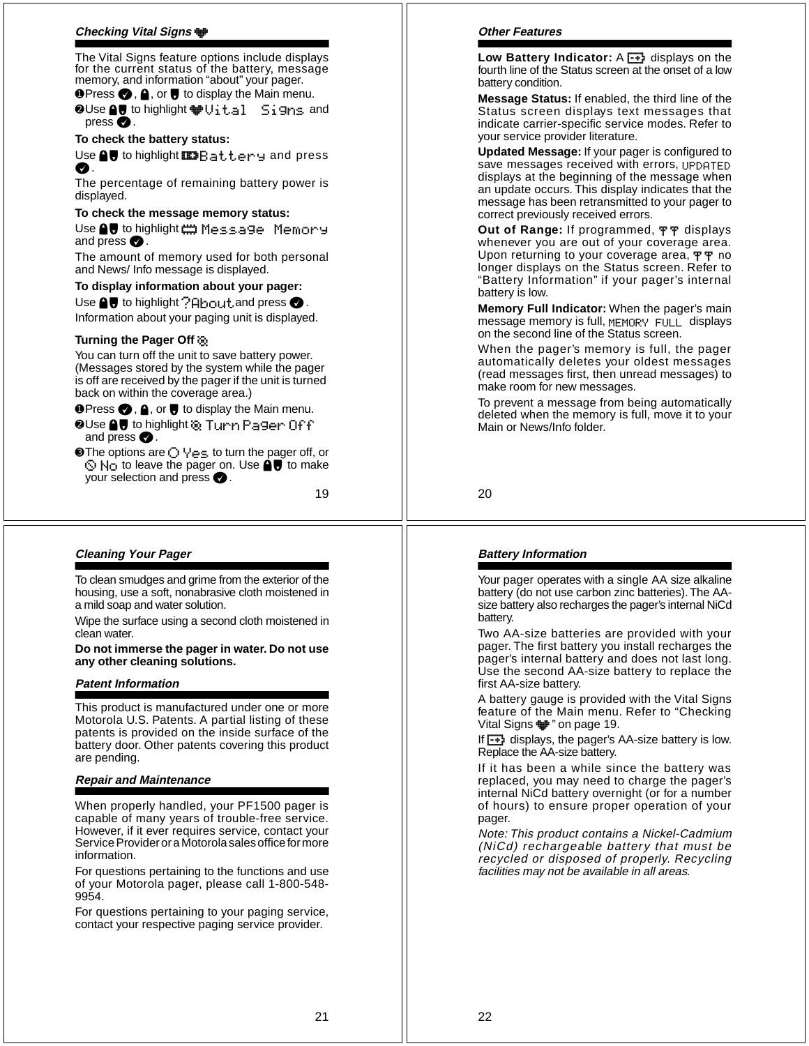## Checking Vital Signs

The Vital Signs feature options include displays for the current status of the battery, message memory, and information “about” your pager.

1. Press ✓, ▲, or ▼ to display the Main menu.
2. Use ▲▼ to highlight Vital Signs and press ✓.

**To check the battery status:**

Use ▲▼ to highlight Battery and press ✓.

The percentage of remaining battery power is displayed.

**To check the message memory status:**

Use ▲▼ to highlight Message Memory and press ✓.

The amount of memory used for both personal and News/ Info message is displayed.

**To display information about your pager:**

Use ▲▼ to highlight ?About and press ✓.

Information about your paging unit is displayed.

**Turning the Pager Off**

You can turn off the unit to save battery power. (Messages stored by the system while the pager is off are received by the pager if the unit is turned back on within the coverage area.)

1. Press ✓, ▲, or ▼ to display the Main menu.
2. Use ▲▼ to highlight Turn Pager Off and press ✓.
3. The options are Yes to turn the pager off, or No to leave the pager on. Use ▲▼ to make your selection and press ✓.

## Other Features

**Low Battery Indicator:** A battery icon displays on the fourth line of the Status screen at the onset of a low battery condition.

**Message Status:** If enabled, the third line of the Status screen displays text messages that indicate carrier-specific service modes. Refer to your service provider literature.

**Updated Message:** If your pager is configured to save messages received with errors, UPDATED displays at the beginning of the message when an update occurs. This display indicates that the message has been retransmitted to your pager to correct previously received errors.

**Out of Range:** If programmed, the out-of-range icon displays whenever you are out of your coverage area. Upon returning to your coverage area, the icon no longer displays on the Status screen. Refer to “Battery Information” if your pager’s internal battery is low.

**Memory Full Indicator:** When the pager's main message memory is full, MEMORY FULL displays on the second line of the Status screen.

When the pager’s memory is full, the pager automatically deletes your oldest messages (read messages first, then unread messages) to make room for new messages.

To prevent a message from being automatically deleted when the memory is full, move it to your Main or News/Info folder.

## Cleaning Your Pager

To clean smudges and grime from the exterior of the housing, use a soft, nonabrasive cloth moistened in a mild soap and water solution.

Wipe the surface using a second cloth moistened in clean water.

**Do not immerse the pager in water. Do not use any other cleaning solutions.**

## Patent Information

This product is manufactured under one or more Motorola U.S. Patents. A partial listing of these patents is provided on the inside surface of the battery door. Other patents covering this product are pending.

## Repair and Maintenance

When properly handled, your PF1500 pager is capable of many years of trouble-free service. However, if it ever requires service, contact your Service Provider or a Motorola sales office for more information.

For questions pertaining to the functions and use of your Motorola pager, please call 1-800-548-9954.

For questions pertaining to your paging service, contact your respective paging service provider.

## Battery Information

Your pager operates with a single AA size alkaline battery (do not use carbon zinc batteries). The AA-size battery also recharges the pager’s internal NiCd battery.

Two AA-size batteries are provided with your pager. The first battery you install recharges the pager’s internal battery and does not last long. Use the second AA-size battery to replace the first AA-size battery.

A battery gauge is provided with the Vital Signs feature of the Main menu. Refer to “Checking Vital Signs” on page 19.

If the battery icon displays, the pager’s AA-size battery is low. Replace the AA-size battery.

If it has been a while since the battery was replaced, you may need to charge the pager’s internal NiCd battery overnight (or for a number of hours) to ensure proper operation of your pager.

*Note: This product contains a Nickel-Cadmium (NiCd) rechargeable battery that must be recycled or disposed of properly. Recycling facilities may not be available in all areas.*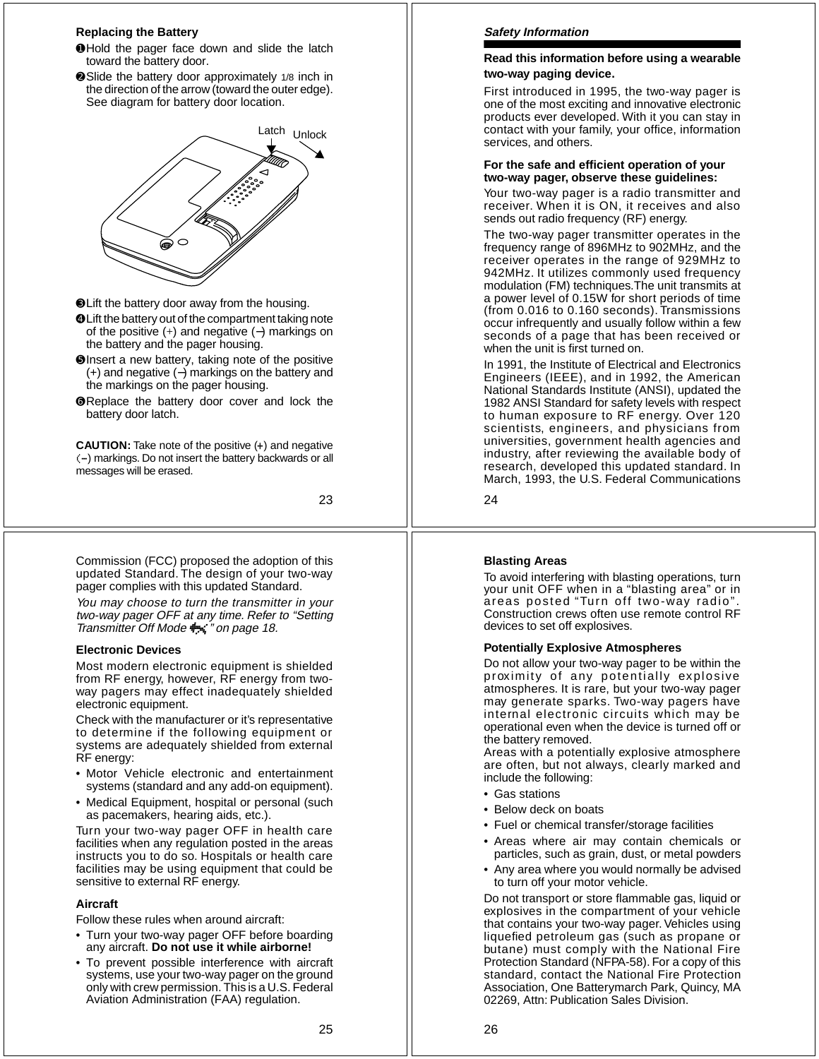### Replacing the Battery

❶ Hold the pager face down and slide the latch toward the battery door.

❷ Slide the battery door approximately 1/8 inch in the direction of the arrow (toward the outer edge). See diagram for battery door location.

Latch Unlock

❸ Lift the battery door away from the housing.

❹ Lift the battery out of the compartment taking note of the positive (+) and negative (–) markings on the battery and the pager housing.

❺ Insert a new battery, taking note of the positive (+) and negative (–) markings on the battery and the markings on the pager housing.

❻ Replace the battery door cover and lock the battery door latch.

**CAUTION:** Take note of the positive (+) and negative (–) markings. Do not insert the battery backwards or all messages will be erased.

### *Safety Information*

**Read this information before using a wearable two-way paging device.**

First introduced in 1995, the two-way pager is one of the most exciting and innovative electronic products ever developed. With it you can stay in contact with your family, your office, information services, and others.

**For the safe and efficient operation of your two-way pager, observe these guidelines:**

Your two-way pager is a radio transmitter and receiver. When it is ON, it receives and also sends out radio frequency (RF) energy.

The two-way pager transmitter operates in the frequency range of 896MHz to 902MHz, and the receiver operates in the range of 929MHz to 942MHz. It utilizes commonly used frequency modulation (FM) techniques.The unit transmits at a power level of 0.15W for short periods of time (from 0.016 to 0.160 seconds). Transmissions occur infrequently and usually follow within a few seconds of a page that has been received or when the unit is first turned on.

In 1991, the Institute of Electrical and Electronics Engineers (IEEE), and in 1992, the American National Standards Institute (ANSI), updated the 1982 ANSI Standard for safety levels with respect to human exposure to RF energy. Over 120 scientists, engineers, and physicians from universities, government health agencies and industry, after reviewing the available body of research, developed this updated standard. In March, 1993, the U.S. Federal Communications Commission (FCC) proposed the adoption of this updated Standard. The design of your two-way pager complies with this updated Standard.

*You may choose to turn the transmitter in your two-way pager OFF at any time. Refer to "Setting Transmitter Off Mode " on page 18.*

### Electronic Devices

Most modern electronic equipment is shielded from RF energy, however, RF energy from two-way pagers may effect inadequately shielded electronic equipment.

Check with the manufacturer or it's representative to determine if the following equipment or systems are adequately shielded from external RF energy:

- Motor Vehicle electronic and entertainment systems (standard and any add-on equipment).
- Medical Equipment, hospital or personal (such as pacemakers, hearing aids, etc.).

Turn your two-way pager OFF in health care facilities when any regulation posted in the areas instructs you to do so. Hospitals or health care facilities may be using equipment that could be sensitive to external RF energy.

### Aircraft

Follow these rules when around aircraft:

- Turn your two-way pager OFF before boarding any aircraft. **Do not use it while airborne!**
- To prevent possible interference with aircraft systems, use your two-way pager on the ground only with crew permission. This is a U.S. Federal Aviation Administration (FAA) regulation.

### Blasting Areas

To avoid interfering with blasting operations, turn your unit OFF when in a "blasting area" or in areas posted "Turn off two-way radio". Construction crews often use remote control RF devices to set off explosives.

### Potentially Explosive Atmospheres

Do not allow your two-way pager to be within the proximity of any potentially explosive atmospheres. It is rare, but your two-way pager may generate sparks. Two-way pagers have internal electronic circuits which may be operational even when the device is turned off or the battery removed.

Areas with a potentially explosive atmosphere are often, but not always, clearly marked and include the following:

- Gas stations
- Below deck on boats
- Fuel or chemical transfer/storage facilities
- Areas where air may contain chemicals or particles, such as grain, dust, or metal powders
- Any area where you would normally be advised to turn off your motor vehicle.

Do not transport or store flammable gas, liquid or explosives in the compartment of your vehicle that contains your two-way pager. Vehicles using liquefied petroleum gas (such as propane or butane) must comply with the National Fire Protection Standard (NFPA-58). For a copy of this standard, contact the National Fire Protection Association, One Batterymarch Park, Quincy, MA 02269, Attn: Publication Sales Division.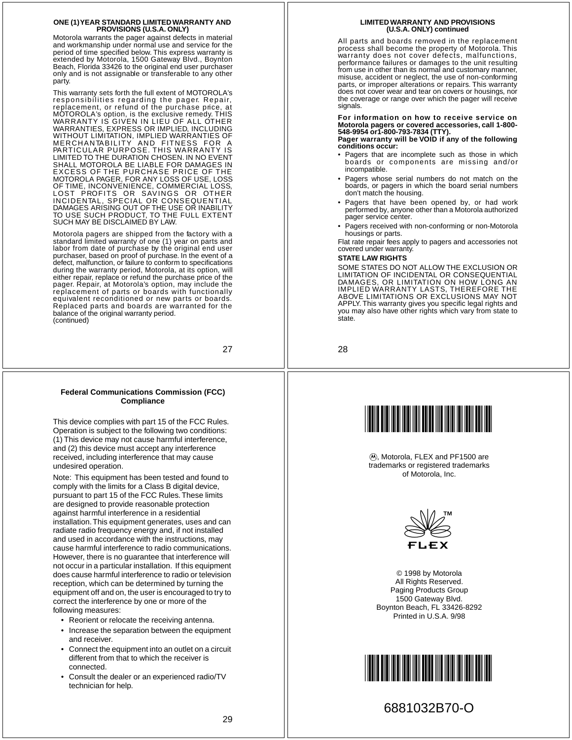## ONE (1) YEAR STANDARD LIMITED WARRANTY AND PROVISIONS (U.S.A. ONLY)

Motorola warrants the pager against defects in material and workmanship under normal use and service for the period of time specified below. This express warranty is extended by Motorola, 1500 Gateway Blvd., Boynton Beach, Florida 33426 to the original end user purchaser only and is not assignable or transferable to any other party.

This warranty sets forth the full extent of MOTOROLA's responsibilities regarding the pager. Repair, replacement, or refund of the purchase price, at MOTOROLA's option, is the exclusive remedy. THIS WARRANTY IS GIVEN IN LIEU OF ALL OTHER WARRANTIES, EXPRESS OR IMPLIED, INCLUDING WITHOUT LIMITATION, IMPLIED WARRANTIES OF MERCHANTABILITY AND FITNESS FOR A PARTICULAR PURPOSE. THIS WARRANTY IS LIMITED TO THE DURATION CHOSEN. IN NO EVENT SHALL MOTOROLA BE LIABLE FOR DAMAGES IN EXCESS OF THE PURCHASE PRICE OF THE MOTOROLA PAGER, FOR ANY LOSS OF USE, LOSS OF TIME, INCONVENIENCE, COMMERCIAL LOSS, LOST PROFITS OR SAVINGS OR OTHER INCIDENTAL, SPECIAL OR CONSEQUENTIAL DAMAGES ARISING OUT OF THE USE OR INABILITY TO USE SUCH PRODUCT, TO THE FULL EXTENT SUCH MAY BE DISCLAIMED BY LAW.

Motorola pagers are shipped from the factory with a standard limited warranty of one (1) year on parts and labor from date of purchase by the original end user purchaser, based on proof of purchase. In the event of a defect, malfunction, or failure to conform to specifications during the warranty period, Motorola, at its option, will either repair, replace or refund the purchase price of the pager. Repair, at Motorola's option, may include the replacement of parts or boards with functionally equivalent reconditioned or new parts or boards. Replaced parts and boards are warranted for the balance of the original warranty period.
(continued)

## LIMITED WARRANTY AND PROVISIONS (U.S.A. ONLY) continued

All parts and boards removed in the replacement process shall become the property of Motorola. This warranty does not cover defects, malfunctions, performance failures or damages to the unit resulting from use in other than its normal and customary manner, misuse, accident or neglect, the use of non-conforming parts, or improper alterations or repairs. This warranty does not cover wear and tear on covers or housings, nor the coverage or range over which the pager will receive signals.

**For information on how to receive service on Motorola pagers or covered accessories, call 1-800-548-9954 or1-800-793-7834 (TTY).**

**Pager warranty will be VOID if any of the following conditions occur:**

- Pagers that are incomplete such as those in which boards or components are missing and/or incompatible.
- Pagers whose serial numbers do not match on the boards, or pagers in which the board serial numbers don't match the housing.
- Pagers that have been opened by, or had work performed by, anyone other than a Motorola authorized pager service center.
- Pagers received with non-conforming or non-Motorola housings or parts.

Flat rate repair fees apply to pagers and accessories not covered under warranty.

**STATE LAW RIGHTS**

SOME STATES DO NOT ALLOW THE EXCLUSION OR LIMITATION OF INCIDENTAL OR CONSEQUENTIAL DAMAGES, OR LIMITATION ON HOW LONG AN IMPLIED WARRANTY LASTS, THEREFORE THE ABOVE LIMITATIONS OR EXCLUSIONS MAY NOT APPLY. This warranty gives you specific legal rights and you may also have other rights which vary from state to state.

## Federal Communications Commission (FCC) Compliance

This device complies with part 15 of the FCC Rules. Operation is subject to the following two conditions: (1) This device may not cause harmful interference, and (2) this device must accept any interference received, including interference that may cause undesired operation.

Note: This equipment has been tested and found to comply with the limits for a Class B digital device, pursuant to part 15 of the FCC Rules. These limits are designed to provide reasonable protection against harmful interference in a residential installation. This equipment generates, uses and can radiate radio frequency energy and, if not installed and used in accordance with the instructions, may cause harmful interference to radio communications. However, there is no guarantee that interference will not occur in a particular installation. If this equipment does cause harmful interference to radio or television reception, which can be determined by turning the equipment off and on, the user is encouraged to try to correct the interference by one or more of the following measures:

- Reorient or relocate the receiving antenna.
- Increase the separation between the equipment and receiver.
- Connect the equipment into an outlet on a circuit different from that to which the receiver is connected.
- Consult the dealer or an experienced radio/TV technician for help.

Ⓜ, Motorola, FLEX and PF1500 are trademarks or registered trademarks of Motorola, Inc.

FLEX™

© 1998 by Motorola
All Rights Reserved.
Paging Products Group
1500 Gateway Blvd.
Boynton Beach, FL 33426-8292
Printed in U.S.A. 9/98

6881032B70-O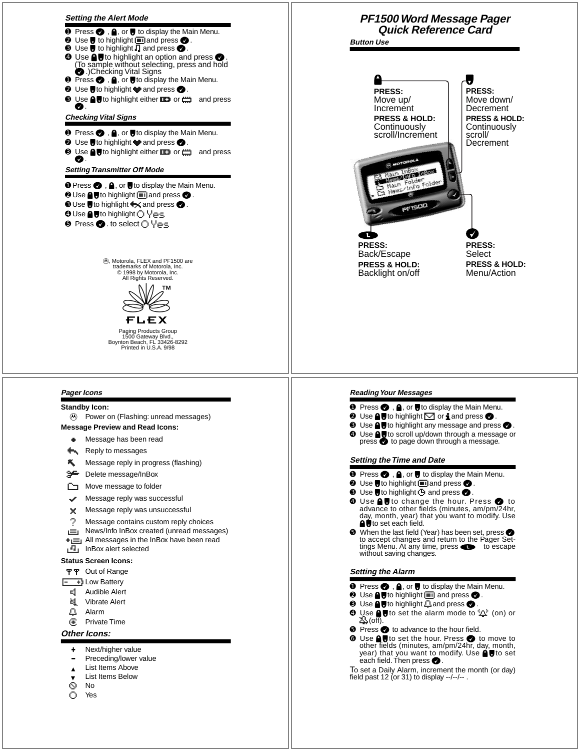### Setting the Alert Mode

❶ Press ✓, ▲, or ▼ to display the Main Menu.
❷ Use ▼ to highlight and press ✓.
❸ Use ▼ to highlight and press ✓.
❹ Use ▲▼ to highlight an option and press ✓. (To sample without selecting, press and hold ✓.)Checking Vital Signs
❶ Press ✓, ▲, or ▼ to display the Main Menu.
❷ Use ▼ to highlight and press ✓.
❸ Use ▲▼ to highlight either or and press ✓.

### Checking Vital Signs

❶ Press ✓, ▲, or ▼ to display the Main Menu.
❷ Use ▼ to highlight and press ✓.
❸ Use ▲▼ to highlight either or and press ✓.

### Setting Transmitter Off Mode

❶ Press ✓, ▲, or ▼ to display the Main Menu.
❷ Use ▲▼ to highlight and press ✓.
❸ Use ▼ to highlight and press ✓.
❹ Use ▲▼ to highlight ○ Yes.
❺ Press ✓. to select ○ Yes.

Ⓜ, Motorola, FLEX and PF1500 are trademarks of Motorola, Inc.
© 1998 by Motorola, Inc.
All Rights Reserved.

FLEX™

Paging Products Group
1500 Gateway Blvd.,
Boynton Beach, FL 33426-8292
Printed in U.S.A. 9/98

# PF1500 Word Message Pager Quick Reference Card

### Button Use

▲
**PRESS:** Move up/ Increment
**PRESS & HOLD:** Continuously scroll/Increment

▼
**PRESS:** Move down/ Decrement
**PRESS & HOLD:** Continuously scroll/ Decrement

↩
**PRESS:** Back/Escape
**PRESS & HOLD:** Backlight on/off

✓
**PRESS:** Select
**PRESS & HOLD:** Menu/Action

### Pager Icons

**Standby Icon:**

- Ⓜ Power on (Flashing: unread messages)

**Message Preview and Read Icons:**

- Message has been read
- Reply to messages
- Message reply in progress (flashing)
- Delete message/InBox
- Move message to folder
- Message reply was successful
- Message reply was unsuccessful
- Message contains custom reply choices
- News/Info InBox created (unread messages)
- All messages in the InBox have been read
- InBox alert selected

**Status Screen Icons:**

- Out of Range
- Low Battery
- Audible Alert
- Vibrate Alert
- Alarm
- Private Time

**Other Icons:**

- \+ Next/higher value
- \- Preceding/lower value
- ▲ List Items Above
- ▼ List Items Below
- ⊘ No
- ○ Yes

### Reading Your Messages

❶ Press ✓, ▲, or ▼ to display the Main Menu.
❷ Use ▲▼ to highlight or and press ✓.
❸ Use ▲▼ to highlight any message and press ✓.
❹ Use ▲▼ to scroll up/down through a message or press ✓ to page down through a message.

### Setting the Time and Date

❶ Press ✓, ▲, or ▼ to display the Main Menu.
❷ Use ▼ to highlight and press ✓.
❸ Use ▼ to highlight and press ✓.
❹ Use ▲▼ to change the hour. Press ✓ to advance to other fields (minutes, am/pm/24hr, day, month, year) that you want to modify. Use ▲▼ to set each field.
❺ When the last field (Year) has been set, press ✓ to accept changes and return to the Pager Settings Menu. At any time, press ↩ to escape without saving changes.

### Setting the Alarm

❶ Press ✓, ▲, or ▼ to display the Main Menu.
❷ Use ▲▼ to highlight and press ✓.
❸ Use ▲▼ to highlight and press ✓.
❹ Use ▲▼ to set the alarm mode to (on) or (off).
❺ Press ✓ to advance to the hour field.
❻ Use ▲▼ to set the hour. Press ✓ to move to other fields (minutes, am/pm/24hr, day, month, year) that you want to modify. Use ▲▼ to set each field. Then press ✓.

To set a Daily Alarm, increment the month (or day) field past 12 (or 31) to display --/--/-- .